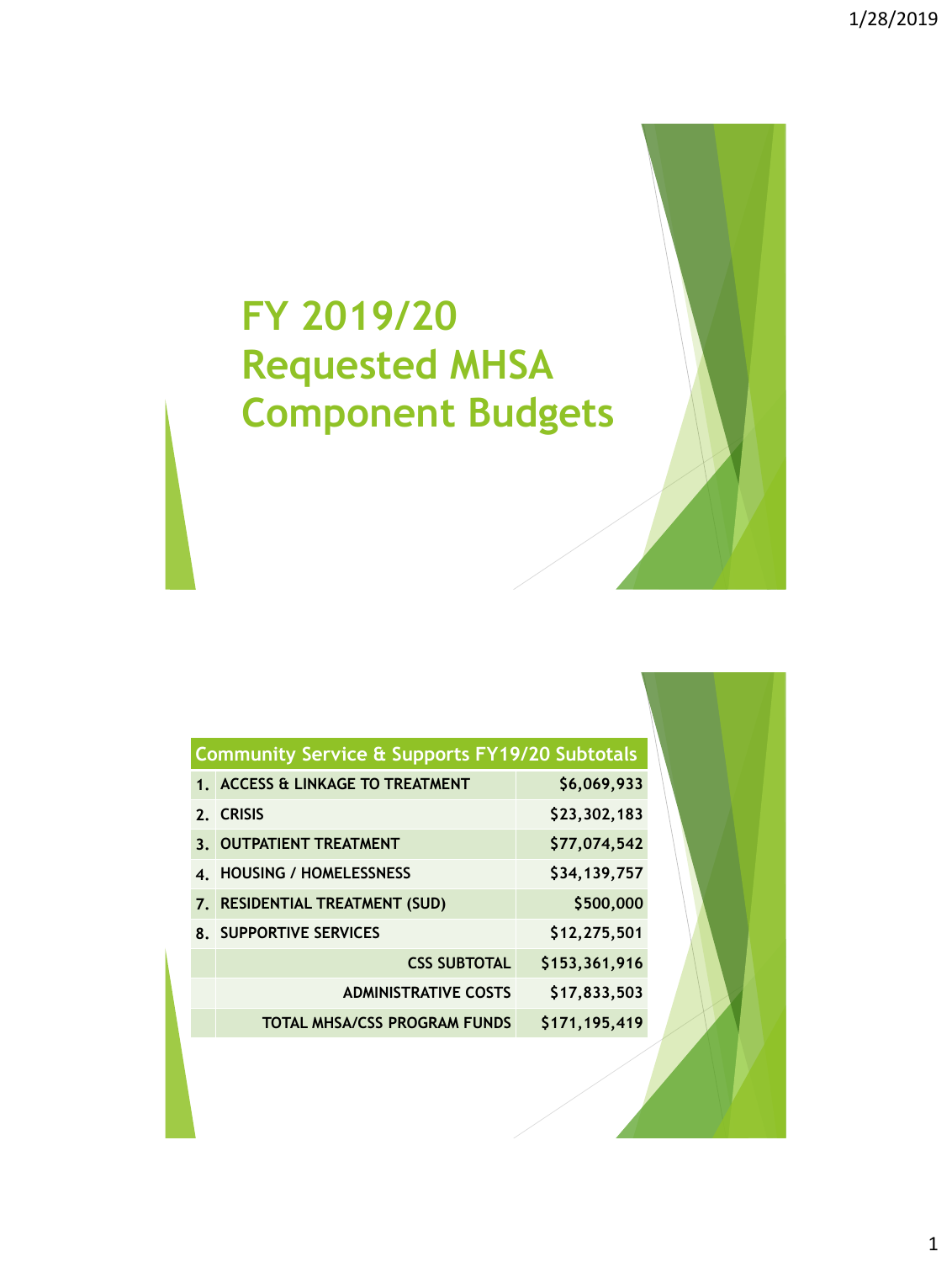# FY 2019/20 Requested MHSA Component Budgets

| Community Service & Supports FY19/20 Subtotals | | |
|---|---|---|
| 1. | ACCESS & LINKAGE TO TREATMENT | $6,069,933 |
| 2. | CRISIS | $23,302,183 |
| 3. | OUTPATIENT TREATMENT | $77,074,542 |
| 4. | HOUSING / HOMELESSNESS | $34,139,757 |
| 7. | RESIDENTIAL TREATMENT (SUD) | $500,000 |
| 8. | SUPPORTIVE SERVICES | $12,275,501 |
| | CSS SUBTOTAL | $153,361,916 |
| | ADMINISTRATIVE COSTS | $17,833,503 |
| | TOTAL MHSA/CSS PROGRAM FUNDS | $171,195,419 |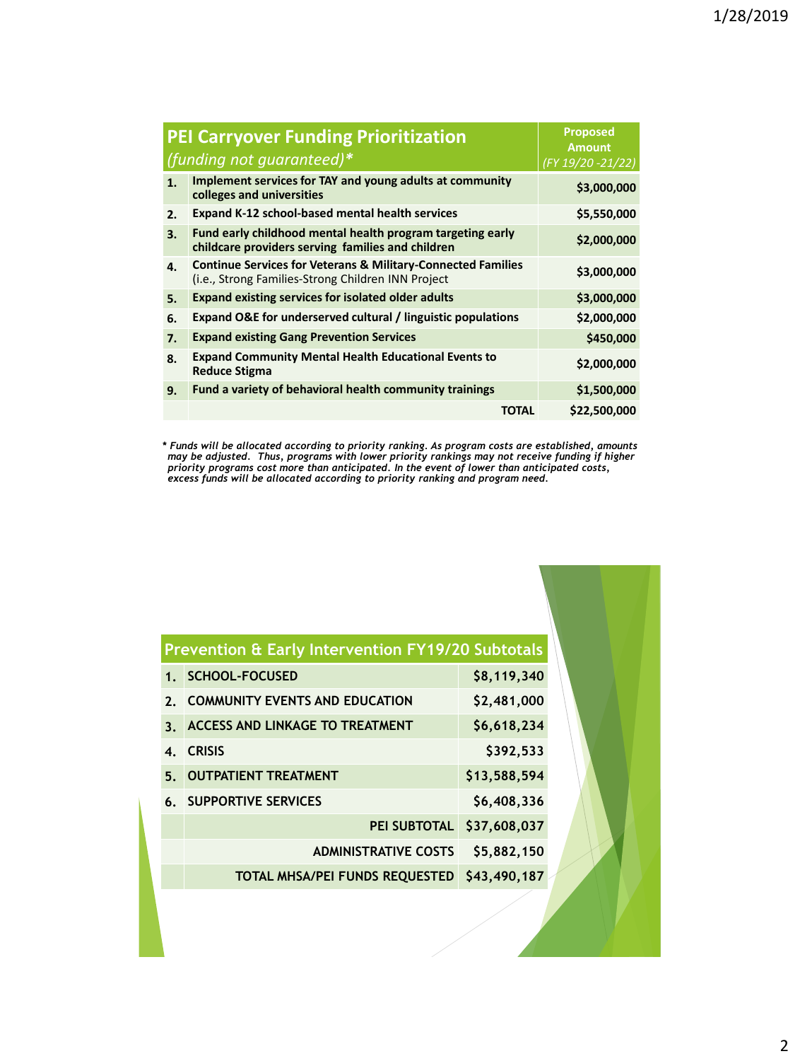| | PEI Carryover Funding Prioritization *(funding not guaranteed)** | Proposed Amount *(FY 19/20 -21/22)* |
|---|---|---|
| 1. | **Implement services for TAY and young adults at community colleges and universities** | **$3,000,000** |
| 2. | **Expand K-12 school-based mental health services** | **$5,550,000** |
| 3. | **Fund early childhood mental health program targeting early childcare providers serving families and children** | **$2,000,000** |
| 4. | **Continue Services for Veterans & Military-Connected Families** (i.e., Strong Families-Strong Children INN Project | **$3,000,000** |
| 5. | **Expand existing services for isolated older adults** | **$3,000,000** |
| 6. | **Expand O&E for underserved cultural / linguistic populations** | **$2,000,000** |
| 7. | **Expand existing Gang Prevention Services** | **$450,000** |
| 8. | **Expand Community Mental Health Educational Events to Reduce Stigma** | **$2,000,000** |
| 9. | **Fund a variety of behavioral health community trainings** | **$1,500,000** |
| | **TOTAL** | **$22,500,000** |

*\* Funds will be allocated according to priority ranking. As program costs are established, amounts may be adjusted. Thus, programs with lower priority rankings may not receive funding if higher priority programs cost more than anticipated. In the event of lower than anticipated costs, excess funds will be allocated according to priority ranking and program need.*

| | Prevention & Early Intervention FY19/20 Subtotals | |
|---|---|---|
| 1. | SCHOOL-FOCUSED | $8,119,340 |
| 2. | COMMUNITY EVENTS AND EDUCATION | $2,481,000 |
| 3. | ACCESS AND LINKAGE TO TREATMENT | $6,618,234 |
| 4. | CRISIS | $392,533 |
| 5. | OUTPATIENT TREATMENT | $13,588,594 |
| 6. | SUPPORTIVE SERVICES | $6,408,336 |
| | PEI SUBTOTAL | $37,608,037 |
| | ADMINISTRATIVE COSTS | $5,882,150 |
| | TOTAL MHSA/PEI FUNDS REQUESTED | $43,490,187 |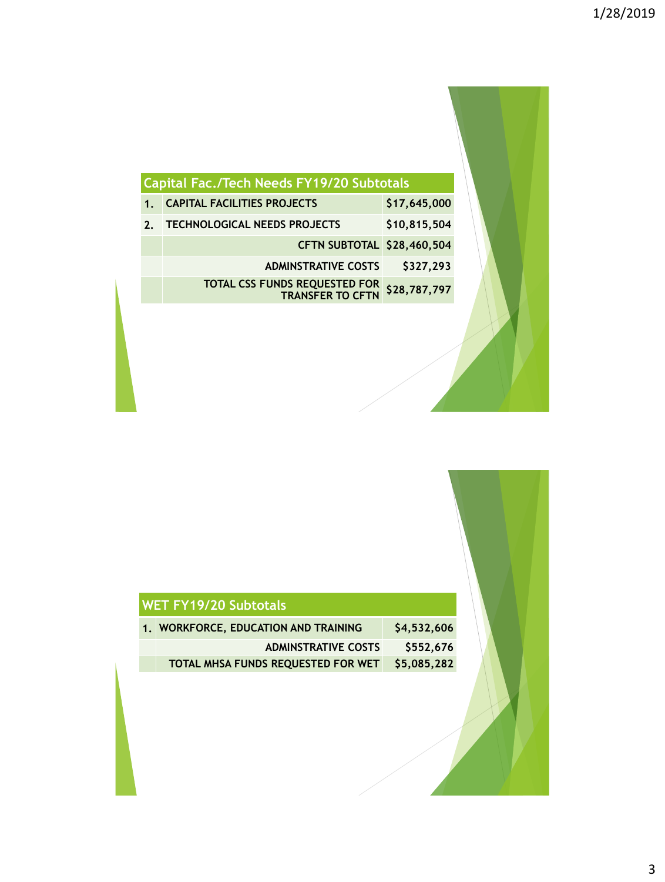| Capital Fac./Tech Needs FY19/20 Subtotals | | |
|---|---|---|
| 1. | CAPITAL FACILITIES PROJECTS | $17,645,000 |
| 2. | TECHNOLOGICAL NEEDS PROJECTS | $10,815,504 |
| | CFTN SUBTOTAL | $28,460,504 |
| | ADMINSTRATIVE COSTS | $327,293 |
| | TOTAL CSS FUNDS REQUESTED FOR TRANSFER TO CFTN | $28,787,797 |

| WET FY19/20 Subtotals | | |
|---|---|---|
| 1. | WORKFORCE, EDUCATION AND TRAINING | $4,532,606 |
| | ADMINSTRATIVE COSTS | $552,676 |
| | TOTAL MHSA FUNDS REQUESTED FOR WET | $5,085,282 |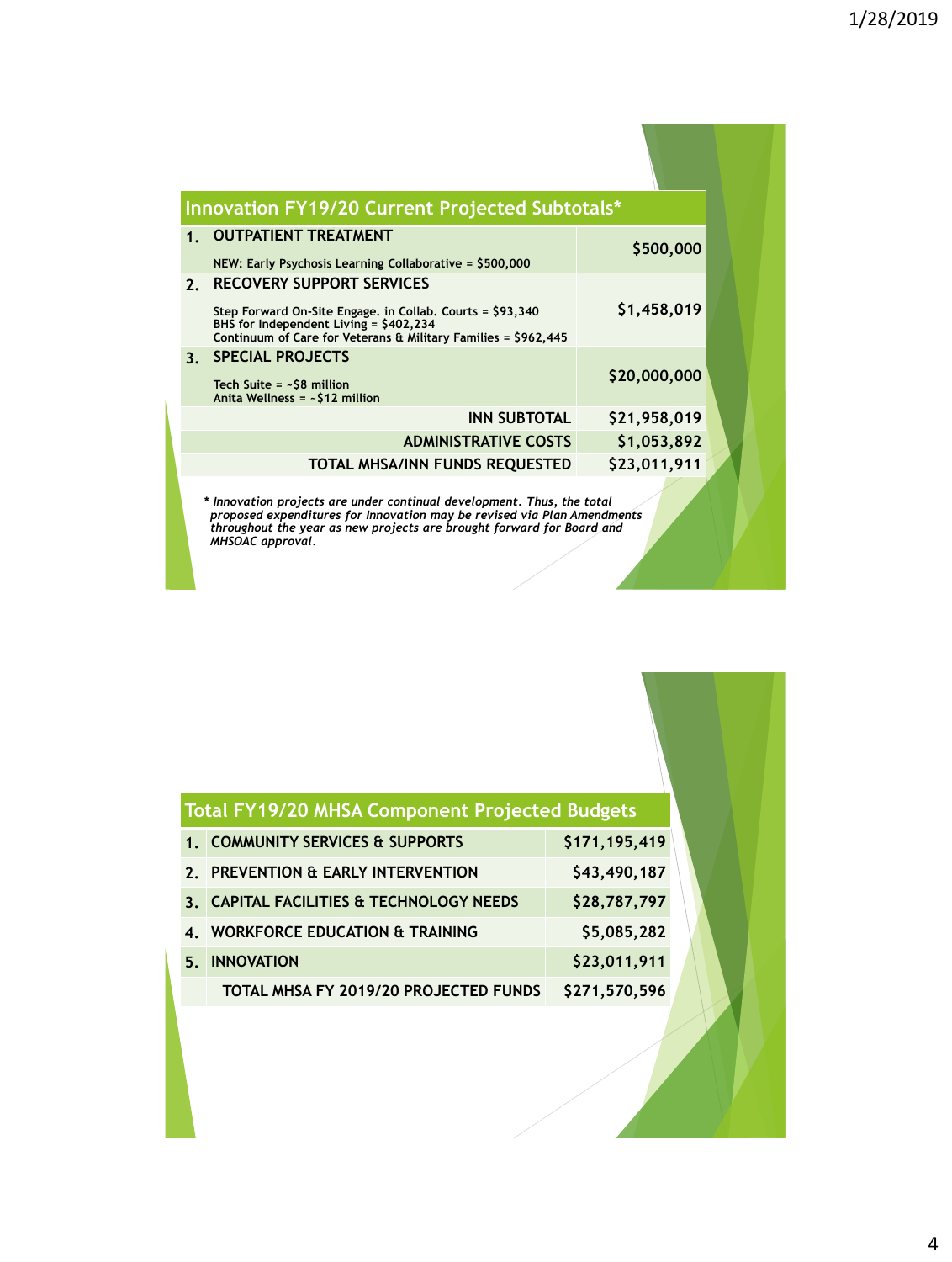| Innovation FY19/20 Current Projected Subtotals* | | |
|---|---|---|
| 1. | **OUTPATIENT TREATMENT**<br><br>NEW: Early Psychosis Learning Collaborative = $500,000 | $500,000 |
| 2. | **RECOVERY SUPPORT SERVICES**<br><br>Step Forward On-Site Engage. in Collab. Courts = $93,340<br>BHS for Independent Living = $402,234<br>Continuum of Care for Veterans & Military Families = $962,445 | $1,458,019 |
| 3. | **SPECIAL PROJECTS**<br><br>Tech Suite = ~$8 million<br>Anita Wellness = ~$12 million | $20,000,000 |
| | **INN SUBTOTAL** | $21,958,019 |
| | **ADMINISTRATIVE COSTS** | $1,053,892 |
| | **TOTAL MHSA/INN FUNDS REQUESTED** | $23,011,911 |

*\* Innovation projects are under continual development. Thus, the total proposed expenditures for Innovation may be revised via Plan Amendments throughout the year as new projects are brought forward for Board and MHSOAC approval.*

| Total FY19/20 MHSA Component Projected Budgets | | |
|---|---|---|
| 1. | **COMMUNITY SERVICES & SUPPORTS** | $171,195,419 |
| 2. | **PREVENTION & EARLY INTERVENTION** | $43,490,187 |
| 3. | **CAPITAL FACILITIES & TECHNOLOGY NEEDS** | $28,787,797 |
| 4. | **WORKFORCE EDUCATION & TRAINING** | $5,085,282 |
| 5. | **INNOVATION** | $23,011,911 |
| | **TOTAL MHSA FY 2019/20 PROJECTED FUNDS** | $271,570,596 |